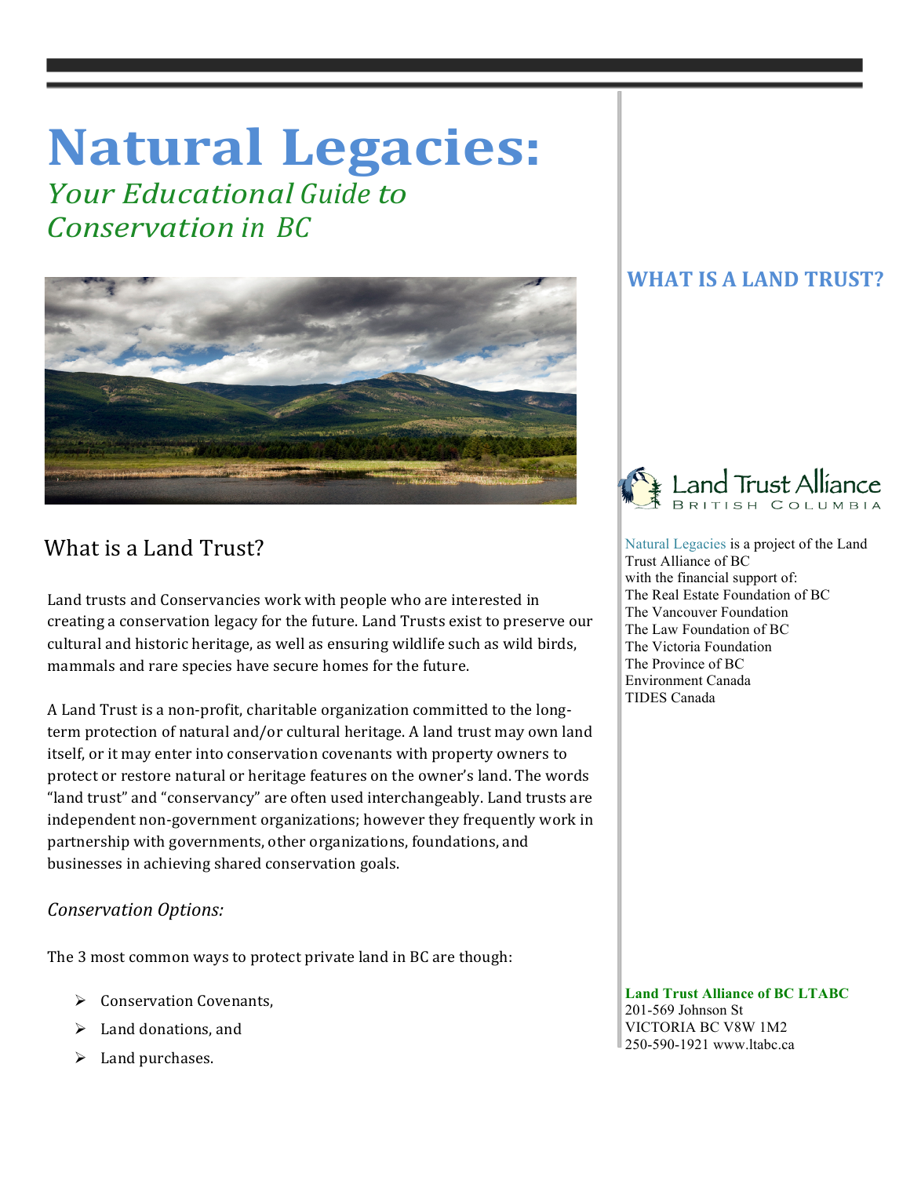# Natural Legacies:

*Your Educational Guide to Conservation in BC*

## What is a Land Trust?

Land trusts and Conservancies work with people who are interested in creating a conservation legacy for the future. Land Trusts exist to preserve our cultural and historic heritage, as well as ensuring wildlife such as wild birds, mammals and rare species have secure homes for the future.

A Land Trust is a non-profit, charitable organization committed to the long-term protection of natural and/or cultural heritage. A land trust may own land itself, or it may enter into conservation covenants with property owners to protect or restore natural or heritage features on the owner's land. The words "land trust" and "conservancy" are often used interchangeably. Land trusts are independent non-government organizations; however they frequently work in partnership with governments, other organizations, foundations, and businesses in achieving shared conservation goals.

*Conservation Options:*

The 3 most common ways to protect private land in BC are though:

- Conservation Covenants,
- Land donations, and
- Land purchases.

## WHAT IS A LAND TRUST?

Land Trust Alliance
BRITISH COLUMBIA

Natural Legacies is a project of the Land Trust Alliance of BC with the financial support of:
The Real Estate Foundation of BC
The Vancouver Foundation
The Law Foundation of BC
The Victoria Foundation
The Province of BC
Environment Canada
TIDES Canada

**Land Trust Alliance of BC LTABC**
201-569 Johnson St
VICTORIA BC V8W 1M2
250-590-1921 www.ltabc.ca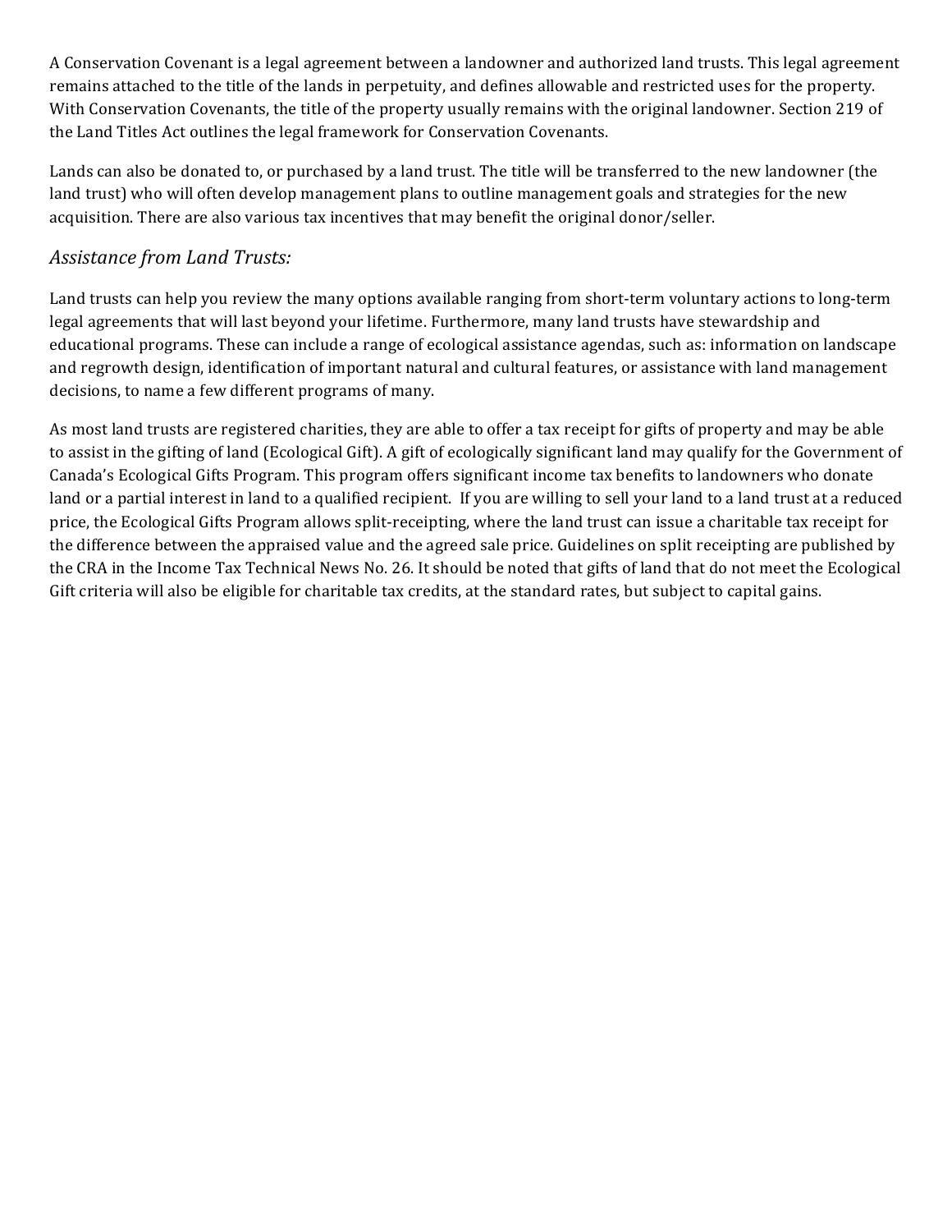A Conservation Covenant is a legal agreement between a landowner and authorized land trusts. This legal agreement remains attached to the title of the lands in perpetuity, and defines allowable and restricted uses for the property. With Conservation Covenants, the title of the property usually remains with the original landowner. Section 219 of the Land Titles Act outlines the legal framework for Conservation Covenants.

Lands can also be donated to, or purchased by a land trust. The title will be transferred to the new landowner (the land trust) who will often develop management plans to outline management goals and strategies for the new acquisition. There are also various tax incentives that may benefit the original donor/seller.

### *Assistance from Land Trusts:*

Land trusts can help you review the many options available ranging from short-term voluntary actions to long-term legal agreements that will last beyond your lifetime. Furthermore, many land trusts have stewardship and educational programs. These can include a range of ecological assistance agendas, such as: information on landscape and regrowth design, identification of important natural and cultural features, or assistance with land management decisions, to name a few different programs of many.

As most land trusts are registered charities, they are able to offer a tax receipt for gifts of property and may be able to assist in the gifting of land (Ecological Gift). A gift of ecologically significant land may qualify for the Government of Canada's Ecological Gifts Program. This program offers significant income tax benefits to landowners who donate land or a partial interest in land to a qualified recipient. If you are willing to sell your land to a land trust at a reduced price, the Ecological Gifts Program allows split-receipting, where the land trust can issue a charitable tax receipt for the difference between the appraised value and the agreed sale price. Guidelines on split receipting are published by the CRA in the Income Tax Technical News No. 26. It should be noted that gifts of land that do not meet the Ecological Gift criteria will also be eligible for charitable tax credits, at the standard rates, but subject to capital gains.